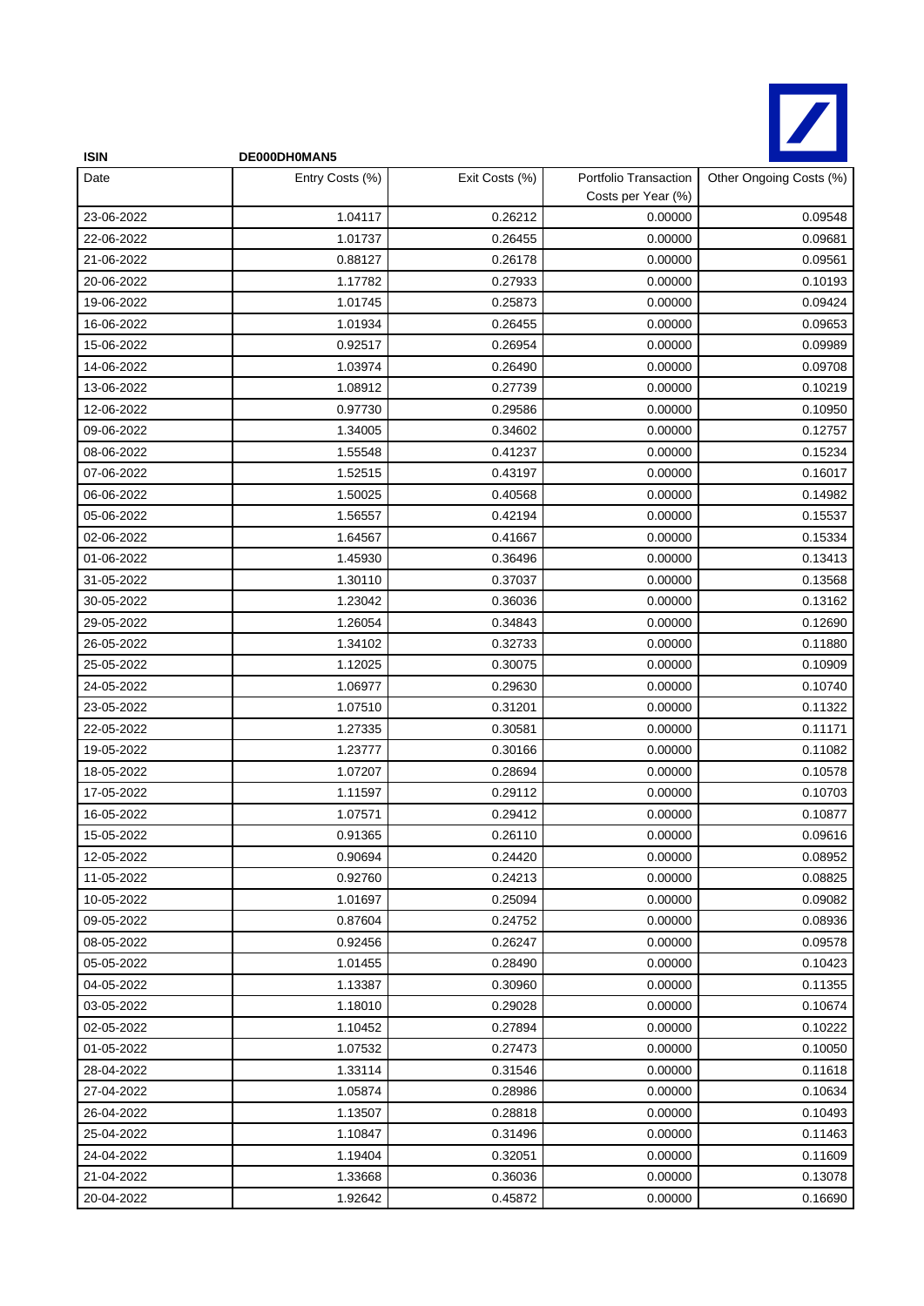**ISIN** DE000DH0MAN5

| Date | Entry Costs (%) | Exit Costs (%) | Portfolio Transaction Costs per Year (%) | Other Ongoing Costs (%) |
|---|---|---|---|---|
| 23-06-2022 | 1.04117 | 0.26212 | 0.00000 | 0.09548 |
| 22-06-2022 | 1.01737 | 0.26455 | 0.00000 | 0.09681 |
| 21-06-2022 | 0.88127 | 0.26178 | 0.00000 | 0.09561 |
| 20-06-2022 | 1.17782 | 0.27933 | 0.00000 | 0.10193 |
| 19-06-2022 | 1.01745 | 0.25873 | 0.00000 | 0.09424 |
| 16-06-2022 | 1.01934 | 0.26455 | 0.00000 | 0.09653 |
| 15-06-2022 | 0.92517 | 0.26954 | 0.00000 | 0.09989 |
| 14-06-2022 | 1.03974 | 0.26490 | 0.00000 | 0.09708 |
| 13-06-2022 | 1.08912 | 0.27739 | 0.00000 | 0.10219 |
| 12-06-2022 | 0.97730 | 0.29586 | 0.00000 | 0.10950 |
| 09-06-2022 | 1.34005 | 0.34602 | 0.00000 | 0.12757 |
| 08-06-2022 | 1.55548 | 0.41237 | 0.00000 | 0.15234 |
| 07-06-2022 | 1.52515 | 0.43197 | 0.00000 | 0.16017 |
| 06-06-2022 | 1.50025 | 0.40568 | 0.00000 | 0.14982 |
| 05-06-2022 | 1.56557 | 0.42194 | 0.00000 | 0.15537 |
| 02-06-2022 | 1.64567 | 0.41667 | 0.00000 | 0.15334 |
| 01-06-2022 | 1.45930 | 0.36496 | 0.00000 | 0.13413 |
| 31-05-2022 | 1.30110 | 0.37037 | 0.00000 | 0.13568 |
| 30-05-2022 | 1.23042 | 0.36036 | 0.00000 | 0.13162 |
| 29-05-2022 | 1.26054 | 0.34843 | 0.00000 | 0.12690 |
| 26-05-2022 | 1.34102 | 0.32733 | 0.00000 | 0.11880 |
| 25-05-2022 | 1.12025 | 0.30075 | 0.00000 | 0.10909 |
| 24-05-2022 | 1.06977 | 0.29630 | 0.00000 | 0.10740 |
| 23-05-2022 | 1.07510 | 0.31201 | 0.00000 | 0.11322 |
| 22-05-2022 | 1.27335 | 0.30581 | 0.00000 | 0.11171 |
| 19-05-2022 | 1.23777 | 0.30166 | 0.00000 | 0.11082 |
| 18-05-2022 | 1.07207 | 0.28694 | 0.00000 | 0.10578 |
| 17-05-2022 | 1.11597 | 0.29112 | 0.00000 | 0.10703 |
| 16-05-2022 | 1.07571 | 0.29412 | 0.00000 | 0.10877 |
| 15-05-2022 | 0.91365 | 0.26110 | 0.00000 | 0.09616 |
| 12-05-2022 | 0.90694 | 0.24420 | 0.00000 | 0.08952 |
| 11-05-2022 | 0.92760 | 0.24213 | 0.00000 | 0.08825 |
| 10-05-2022 | 1.01697 | 0.25094 | 0.00000 | 0.09082 |
| 09-05-2022 | 0.87604 | 0.24752 | 0.00000 | 0.08936 |
| 08-05-2022 | 0.92456 | 0.26247 | 0.00000 | 0.09578 |
| 05-05-2022 | 1.01455 | 0.28490 | 0.00000 | 0.10423 |
| 04-05-2022 | 1.13387 | 0.30960 | 0.00000 | 0.11355 |
| 03-05-2022 | 1.18010 | 0.29028 | 0.00000 | 0.10674 |
| 02-05-2022 | 1.10452 | 0.27894 | 0.00000 | 0.10222 |
| 01-05-2022 | 1.07532 | 0.27473 | 0.00000 | 0.10050 |
| 28-04-2022 | 1.33114 | 0.31546 | 0.00000 | 0.11618 |
| 27-04-2022 | 1.05874 | 0.28986 | 0.00000 | 0.10634 |
| 26-04-2022 | 1.13507 | 0.28818 | 0.00000 | 0.10493 |
| 25-04-2022 | 1.10847 | 0.31496 | 0.00000 | 0.11463 |
| 24-04-2022 | 1.19404 | 0.32051 | 0.00000 | 0.11609 |
| 21-04-2022 | 1.33668 | 0.36036 | 0.00000 | 0.13078 |
| 20-04-2022 | 1.92642 | 0.45872 | 0.00000 | 0.16690 |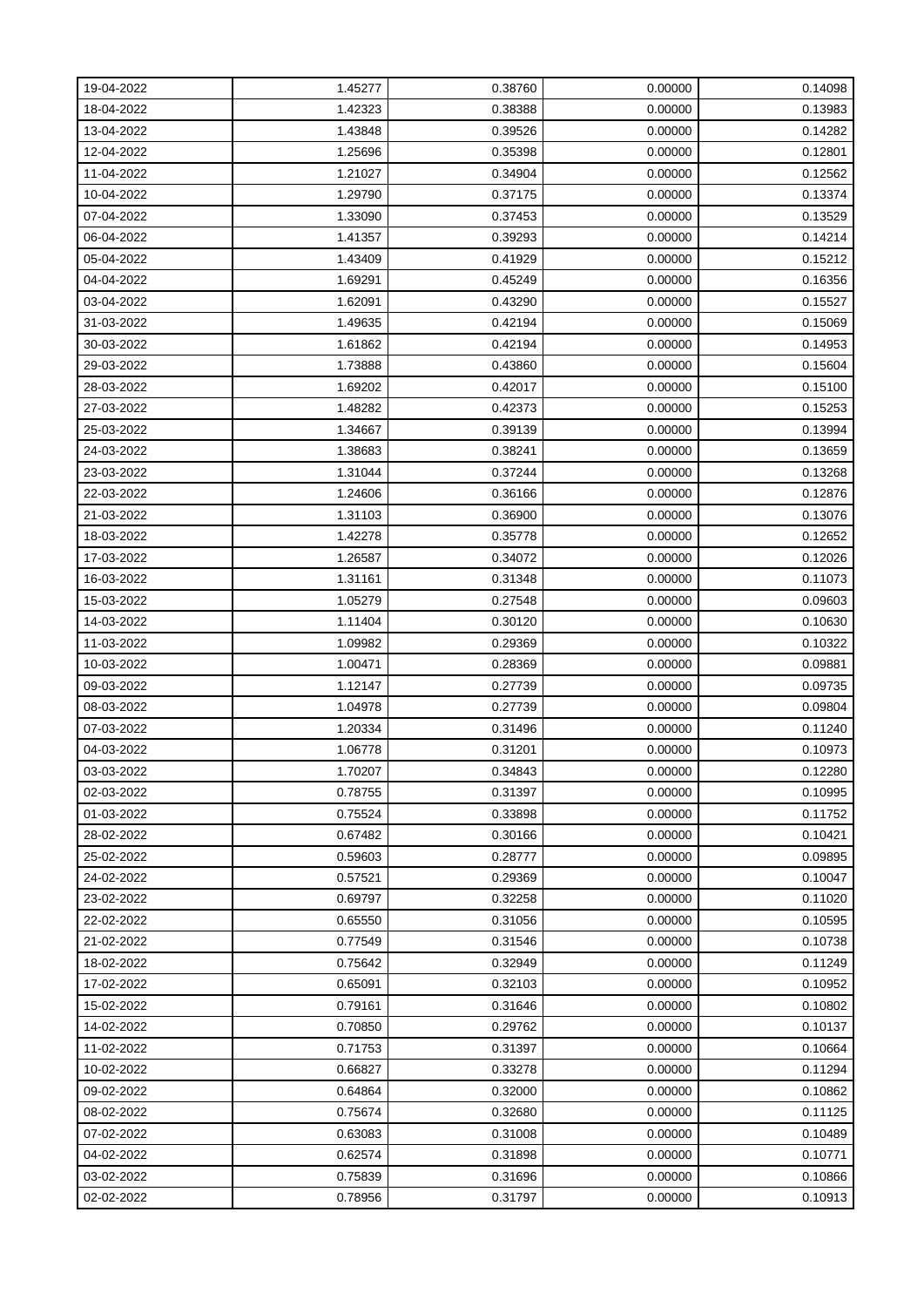| 19-04-2022 | 1.45277 | 0.38760 | 0.00000 | 0.14098 |
|---|---|---|---|---|
| 18-04-2022 | 1.42323 | 0.38388 | 0.00000 | 0.13983 |
| 13-04-2022 | 1.43848 | 0.39526 | 0.00000 | 0.14282 |
| 12-04-2022 | 1.25696 | 0.35398 | 0.00000 | 0.12801 |
| 11-04-2022 | 1.21027 | 0.34904 | 0.00000 | 0.12562 |
| 10-04-2022 | 1.29790 | 0.37175 | 0.00000 | 0.13374 |
| 07-04-2022 | 1.33090 | 0.37453 | 0.00000 | 0.13529 |
| 06-04-2022 | 1.41357 | 0.39293 | 0.00000 | 0.14214 |
| 05-04-2022 | 1.43409 | 0.41929 | 0.00000 | 0.15212 |
| 04-04-2022 | 1.69291 | 0.45249 | 0.00000 | 0.16356 |
| 03-04-2022 | 1.62091 | 0.43290 | 0.00000 | 0.15527 |
| 31-03-2022 | 1.49635 | 0.42194 | 0.00000 | 0.15069 |
| 30-03-2022 | 1.61862 | 0.42194 | 0.00000 | 0.14953 |
| 29-03-2022 | 1.73888 | 0.43860 | 0.00000 | 0.15604 |
| 28-03-2022 | 1.69202 | 0.42017 | 0.00000 | 0.15100 |
| 27-03-2022 | 1.48282 | 0.42373 | 0.00000 | 0.15253 |
| 25-03-2022 | 1.34667 | 0.39139 | 0.00000 | 0.13994 |
| 24-03-2022 | 1.38683 | 0.38241 | 0.00000 | 0.13659 |
| 23-03-2022 | 1.31044 | 0.37244 | 0.00000 | 0.13268 |
| 22-03-2022 | 1.24606 | 0.36166 | 0.00000 | 0.12876 |
| 21-03-2022 | 1.31103 | 0.36900 | 0.00000 | 0.13076 |
| 18-03-2022 | 1.42278 | 0.35778 | 0.00000 | 0.12652 |
| 17-03-2022 | 1.26587 | 0.34072 | 0.00000 | 0.12026 |
| 16-03-2022 | 1.31161 | 0.31348 | 0.00000 | 0.11073 |
| 15-03-2022 | 1.05279 | 0.27548 | 0.00000 | 0.09603 |
| 14-03-2022 | 1.11404 | 0.30120 | 0.00000 | 0.10630 |
| 11-03-2022 | 1.09982 | 0.29369 | 0.00000 | 0.10322 |
| 10-03-2022 | 1.00471 | 0.28369 | 0.00000 | 0.09881 |
| 09-03-2022 | 1.12147 | 0.27739 | 0.00000 | 0.09735 |
| 08-03-2022 | 1.04978 | 0.27739 | 0.00000 | 0.09804 |
| 07-03-2022 | 1.20334 | 0.31496 | 0.00000 | 0.11240 |
| 04-03-2022 | 1.06778 | 0.31201 | 0.00000 | 0.10973 |
| 03-03-2022 | 1.70207 | 0.34843 | 0.00000 | 0.12280 |
| 02-03-2022 | 0.78755 | 0.31397 | 0.00000 | 0.10995 |
| 01-03-2022 | 0.75524 | 0.33898 | 0.00000 | 0.11752 |
| 28-02-2022 | 0.67482 | 0.30166 | 0.00000 | 0.10421 |
| 25-02-2022 | 0.59603 | 0.28777 | 0.00000 | 0.09895 |
| 24-02-2022 | 0.57521 | 0.29369 | 0.00000 | 0.10047 |
| 23-02-2022 | 0.69797 | 0.32258 | 0.00000 | 0.11020 |
| 22-02-2022 | 0.65550 | 0.31056 | 0.00000 | 0.10595 |
| 21-02-2022 | 0.77549 | 0.31546 | 0.00000 | 0.10738 |
| 18-02-2022 | 0.75642 | 0.32949 | 0.00000 | 0.11249 |
| 17-02-2022 | 0.65091 | 0.32103 | 0.00000 | 0.10952 |
| 15-02-2022 | 0.79161 | 0.31646 | 0.00000 | 0.10802 |
| 14-02-2022 | 0.70850 | 0.29762 | 0.00000 | 0.10137 |
| 11-02-2022 | 0.71753 | 0.31397 | 0.00000 | 0.10664 |
| 10-02-2022 | 0.66827 | 0.33278 | 0.00000 | 0.11294 |
| 09-02-2022 | 0.64864 | 0.32000 | 0.00000 | 0.10862 |
| 08-02-2022 | 0.75674 | 0.32680 | 0.00000 | 0.11125 |
| 07-02-2022 | 0.63083 | 0.31008 | 0.00000 | 0.10489 |
| 04-02-2022 | 0.62574 | 0.31898 | 0.00000 | 0.10771 |
| 03-02-2022 | 0.75839 | 0.31696 | 0.00000 | 0.10866 |
| 02-02-2022 | 0.78956 | 0.31797 | 0.00000 | 0.10913 |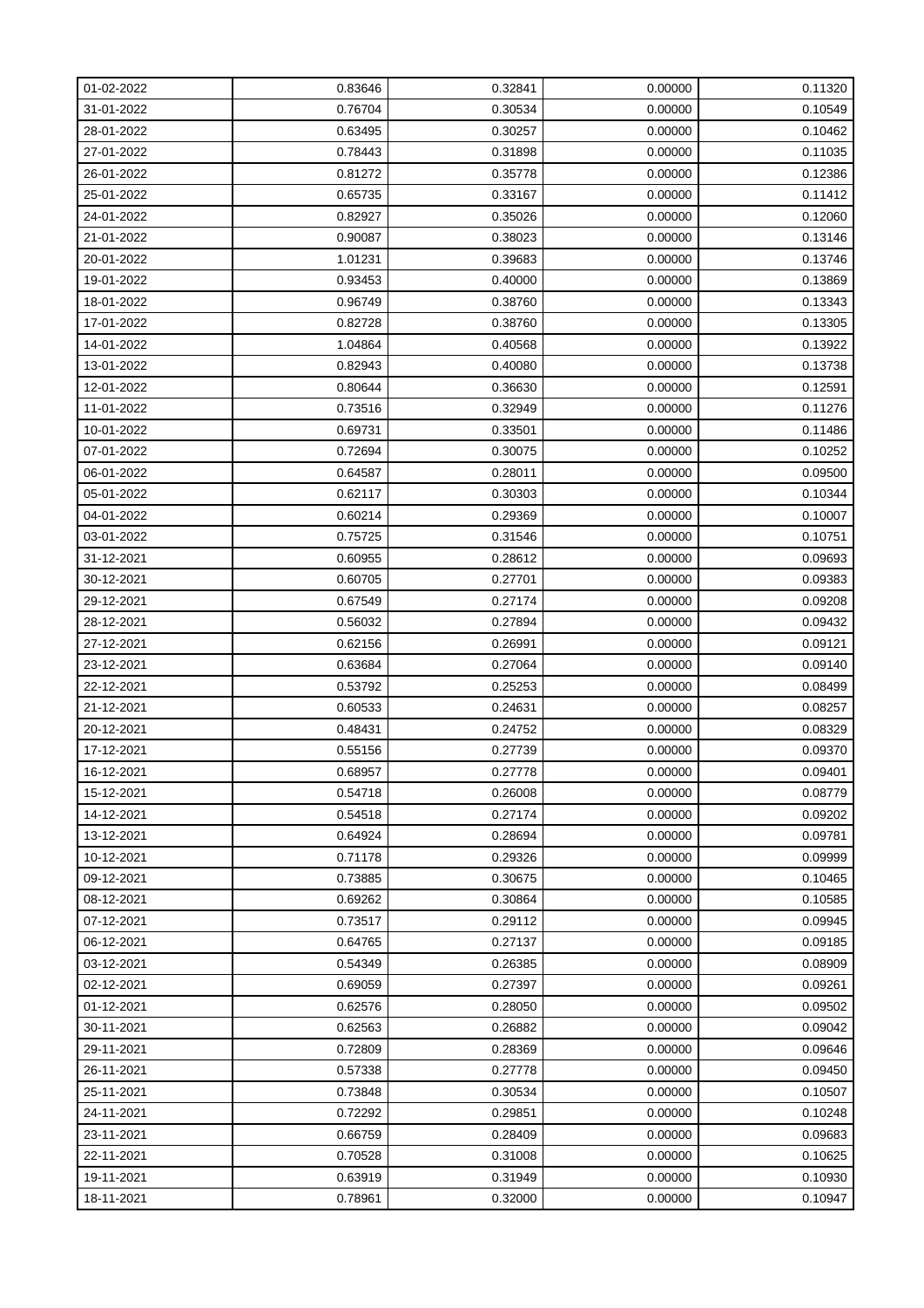| | | | | |
|---|---|---|---|---|
| 01-02-2022 | 0.83646 | 0.32841 | 0.00000 | 0.11320 |
| 31-01-2022 | 0.76704 | 0.30534 | 0.00000 | 0.10549 |
| 28-01-2022 | 0.63495 | 0.30257 | 0.00000 | 0.10462 |
| 27-01-2022 | 0.78443 | 0.31898 | 0.00000 | 0.11035 |
| 26-01-2022 | 0.81272 | 0.35778 | 0.00000 | 0.12386 |
| 25-01-2022 | 0.65735 | 0.33167 | 0.00000 | 0.11412 |
| 24-01-2022 | 0.82927 | 0.35026 | 0.00000 | 0.12060 |
| 21-01-2022 | 0.90087 | 0.38023 | 0.00000 | 0.13146 |
| 20-01-2022 | 1.01231 | 0.39683 | 0.00000 | 0.13746 |
| 19-01-2022 | 0.93453 | 0.40000 | 0.00000 | 0.13869 |
| 18-01-2022 | 0.96749 | 0.38760 | 0.00000 | 0.13343 |
| 17-01-2022 | 0.82728 | 0.38760 | 0.00000 | 0.13305 |
| 14-01-2022 | 1.04864 | 0.40568 | 0.00000 | 0.13922 |
| 13-01-2022 | 0.82943 | 0.40080 | 0.00000 | 0.13738 |
| 12-01-2022 | 0.80644 | 0.36630 | 0.00000 | 0.12591 |
| 11-01-2022 | 0.73516 | 0.32949 | 0.00000 | 0.11276 |
| 10-01-2022 | 0.69731 | 0.33501 | 0.00000 | 0.11486 |
| 07-01-2022 | 0.72694 | 0.30075 | 0.00000 | 0.10252 |
| 06-01-2022 | 0.64587 | 0.28011 | 0.00000 | 0.09500 |
| 05-01-2022 | 0.62117 | 0.30303 | 0.00000 | 0.10344 |
| 04-01-2022 | 0.60214 | 0.29369 | 0.00000 | 0.10007 |
| 03-01-2022 | 0.75725 | 0.31546 | 0.00000 | 0.10751 |
| 31-12-2021 | 0.60955 | 0.28612 | 0.00000 | 0.09693 |
| 30-12-2021 | 0.60705 | 0.27701 | 0.00000 | 0.09383 |
| 29-12-2021 | 0.67549 | 0.27174 | 0.00000 | 0.09208 |
| 28-12-2021 | 0.56032 | 0.27894 | 0.00000 | 0.09432 |
| 27-12-2021 | 0.62156 | 0.26991 | 0.00000 | 0.09121 |
| 23-12-2021 | 0.63684 | 0.27064 | 0.00000 | 0.09140 |
| 22-12-2021 | 0.53792 | 0.25253 | 0.00000 | 0.08499 |
| 21-12-2021 | 0.60533 | 0.24631 | 0.00000 | 0.08257 |
| 20-12-2021 | 0.48431 | 0.24752 | 0.00000 | 0.08329 |
| 17-12-2021 | 0.55156 | 0.27739 | 0.00000 | 0.09370 |
| 16-12-2021 | 0.68957 | 0.27778 | 0.00000 | 0.09401 |
| 15-12-2021 | 0.54718 | 0.26008 | 0.00000 | 0.08779 |
| 14-12-2021 | 0.54518 | 0.27174 | 0.00000 | 0.09202 |
| 13-12-2021 | 0.64924 | 0.28694 | 0.00000 | 0.09781 |
| 10-12-2021 | 0.71178 | 0.29326 | 0.00000 | 0.09999 |
| 09-12-2021 | 0.73885 | 0.30675 | 0.00000 | 0.10465 |
| 08-12-2021 | 0.69262 | 0.30864 | 0.00000 | 0.10585 |
| 07-12-2021 | 0.73517 | 0.29112 | 0.00000 | 0.09945 |
| 06-12-2021 | 0.64765 | 0.27137 | 0.00000 | 0.09185 |
| 03-12-2021 | 0.54349 | 0.26385 | 0.00000 | 0.08909 |
| 02-12-2021 | 0.69059 | 0.27397 | 0.00000 | 0.09261 |
| 01-12-2021 | 0.62576 | 0.28050 | 0.00000 | 0.09502 |
| 30-11-2021 | 0.62563 | 0.26882 | 0.00000 | 0.09042 |
| 29-11-2021 | 0.72809 | 0.28369 | 0.00000 | 0.09646 |
| 26-11-2021 | 0.57338 | 0.27778 | 0.00000 | 0.09450 |
| 25-11-2021 | 0.73848 | 0.30534 | 0.00000 | 0.10507 |
| 24-11-2021 | 0.72292 | 0.29851 | 0.00000 | 0.10248 |
| 23-11-2021 | 0.66759 | 0.28409 | 0.00000 | 0.09683 |
| 22-11-2021 | 0.70528 | 0.31008 | 0.00000 | 0.10625 |
| 19-11-2021 | 0.63919 | 0.31949 | 0.00000 | 0.10930 |
| 18-11-2021 | 0.78961 | 0.32000 | 0.00000 | 0.10947 |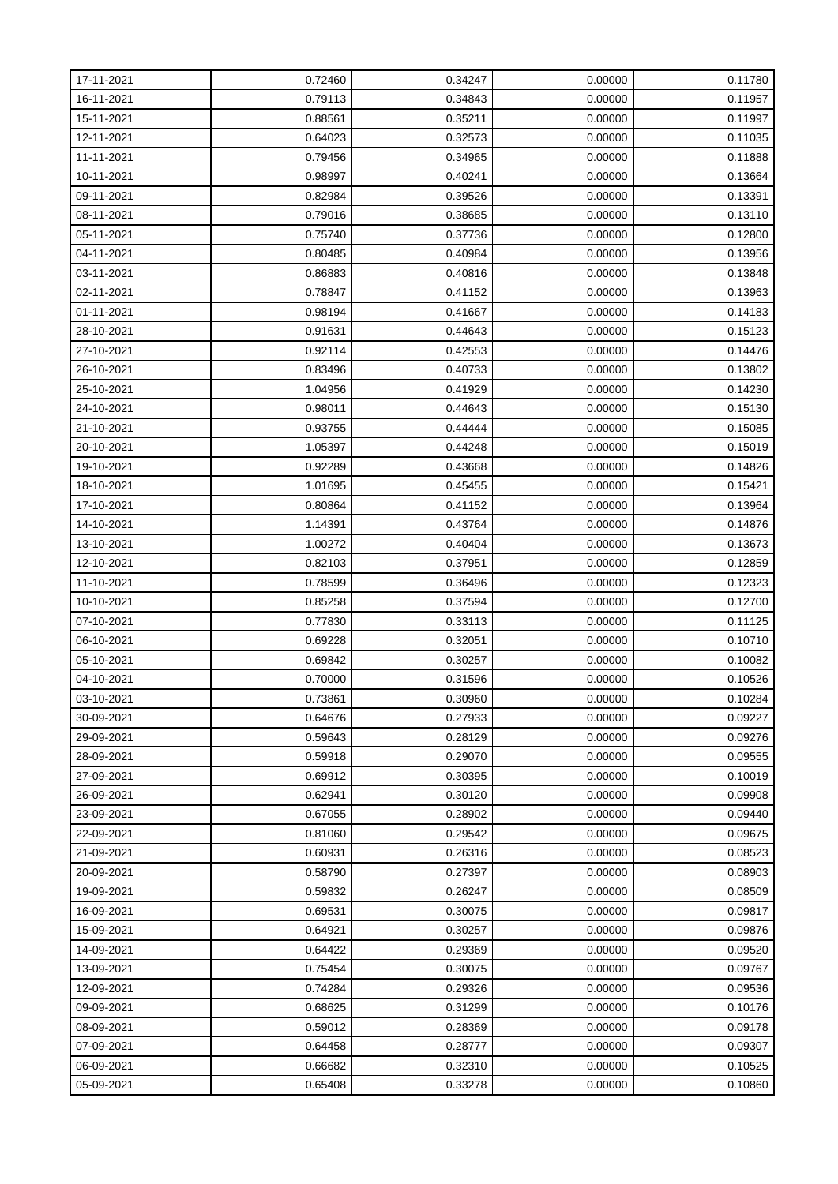| 17-11-2021 | 0.72460 | 0.34247 | 0.00000 | 0.11780 |
|---|---|---|---|---|
| 16-11-2021 | 0.79113 | 0.34843 | 0.00000 | 0.11957 |
| 15-11-2021 | 0.88561 | 0.35211 | 0.00000 | 0.11997 |
| 12-11-2021 | 0.64023 | 0.32573 | 0.00000 | 0.11035 |
| 11-11-2021 | 0.79456 | 0.34965 | 0.00000 | 0.11888 |
| 10-11-2021 | 0.98997 | 0.40241 | 0.00000 | 0.13664 |
| 09-11-2021 | 0.82984 | 0.39526 | 0.00000 | 0.13391 |
| 08-11-2021 | 0.79016 | 0.38685 | 0.00000 | 0.13110 |
| 05-11-2021 | 0.75740 | 0.37736 | 0.00000 | 0.12800 |
| 04-11-2021 | 0.80485 | 0.40984 | 0.00000 | 0.13956 |
| 03-11-2021 | 0.86883 | 0.40816 | 0.00000 | 0.13848 |
| 02-11-2021 | 0.78847 | 0.41152 | 0.00000 | 0.13963 |
| 01-11-2021 | 0.98194 | 0.41667 | 0.00000 | 0.14183 |
| 28-10-2021 | 0.91631 | 0.44643 | 0.00000 | 0.15123 |
| 27-10-2021 | 0.92114 | 0.42553 | 0.00000 | 0.14476 |
| 26-10-2021 | 0.83496 | 0.40733 | 0.00000 | 0.13802 |
| 25-10-2021 | 1.04956 | 0.41929 | 0.00000 | 0.14230 |
| 24-10-2021 | 0.98011 | 0.44643 | 0.00000 | 0.15130 |
| 21-10-2021 | 0.93755 | 0.44444 | 0.00000 | 0.15085 |
| 20-10-2021 | 1.05397 | 0.44248 | 0.00000 | 0.15019 |
| 19-10-2021 | 0.92289 | 0.43668 | 0.00000 | 0.14826 |
| 18-10-2021 | 1.01695 | 0.45455 | 0.00000 | 0.15421 |
| 17-10-2021 | 0.80864 | 0.41152 | 0.00000 | 0.13964 |
| 14-10-2021 | 1.14391 | 0.43764 | 0.00000 | 0.14876 |
| 13-10-2021 | 1.00272 | 0.40404 | 0.00000 | 0.13673 |
| 12-10-2021 | 0.82103 | 0.37951 | 0.00000 | 0.12859 |
| 11-10-2021 | 0.78599 | 0.36496 | 0.00000 | 0.12323 |
| 10-10-2021 | 0.85258 | 0.37594 | 0.00000 | 0.12700 |
| 07-10-2021 | 0.77830 | 0.33113 | 0.00000 | 0.11125 |
| 06-10-2021 | 0.69228 | 0.32051 | 0.00000 | 0.10710 |
| 05-10-2021 | 0.69842 | 0.30257 | 0.00000 | 0.10082 |
| 04-10-2021 | 0.70000 | 0.31596 | 0.00000 | 0.10526 |
| 03-10-2021 | 0.73861 | 0.30960 | 0.00000 | 0.10284 |
| 30-09-2021 | 0.64676 | 0.27933 | 0.00000 | 0.09227 |
| 29-09-2021 | 0.59643 | 0.28129 | 0.00000 | 0.09276 |
| 28-09-2021 | 0.59918 | 0.29070 | 0.00000 | 0.09555 |
| 27-09-2021 | 0.69912 | 0.30395 | 0.00000 | 0.10019 |
| 26-09-2021 | 0.62941 | 0.30120 | 0.00000 | 0.09908 |
| 23-09-2021 | 0.67055 | 0.28902 | 0.00000 | 0.09440 |
| 22-09-2021 | 0.81060 | 0.29542 | 0.00000 | 0.09675 |
| 21-09-2021 | 0.60931 | 0.26316 | 0.00000 | 0.08523 |
| 20-09-2021 | 0.58790 | 0.27397 | 0.00000 | 0.08903 |
| 19-09-2021 | 0.59832 | 0.26247 | 0.00000 | 0.08509 |
| 16-09-2021 | 0.69531 | 0.30075 | 0.00000 | 0.09817 |
| 15-09-2021 | 0.64921 | 0.30257 | 0.00000 | 0.09876 |
| 14-09-2021 | 0.64422 | 0.29369 | 0.00000 | 0.09520 |
| 13-09-2021 | 0.75454 | 0.30075 | 0.00000 | 0.09767 |
| 12-09-2021 | 0.74284 | 0.29326 | 0.00000 | 0.09536 |
| 09-09-2021 | 0.68625 | 0.31299 | 0.00000 | 0.10176 |
| 08-09-2021 | 0.59012 | 0.28369 | 0.00000 | 0.09178 |
| 07-09-2021 | 0.64458 | 0.28777 | 0.00000 | 0.09307 |
| 06-09-2021 | 0.66682 | 0.32310 | 0.00000 | 0.10525 |
| 05-09-2021 | 0.65408 | 0.33278 | 0.00000 | 0.10860 |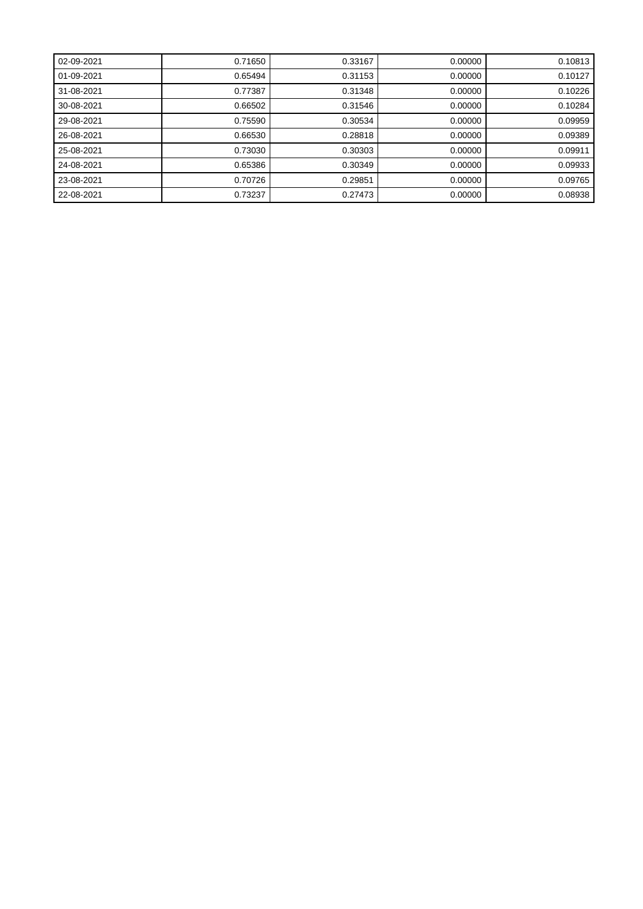| | | | | |
|---|---|---|---|---|
| 02-09-2021 | 0.71650 | 0.33167 | 0.00000 | 0.10813 |
| 01-09-2021 | 0.65494 | 0.31153 | 0.00000 | 0.10127 |
| 31-08-2021 | 0.77387 | 0.31348 | 0.00000 | 0.10226 |
| 30-08-2021 | 0.66502 | 0.31546 | 0.00000 | 0.10284 |
| 29-08-2021 | 0.75590 | 0.30534 | 0.00000 | 0.09959 |
| 26-08-2021 | 0.66530 | 0.28818 | 0.00000 | 0.09389 |
| 25-08-2021 | 0.73030 | 0.30303 | 0.00000 | 0.09911 |
| 24-08-2021 | 0.65386 | 0.30349 | 0.00000 | 0.09933 |
| 23-08-2021 | 0.70726 | 0.29851 | 0.00000 | 0.09765 |
| 22-08-2021 | 0.73237 | 0.27473 | 0.00000 | 0.08938 |